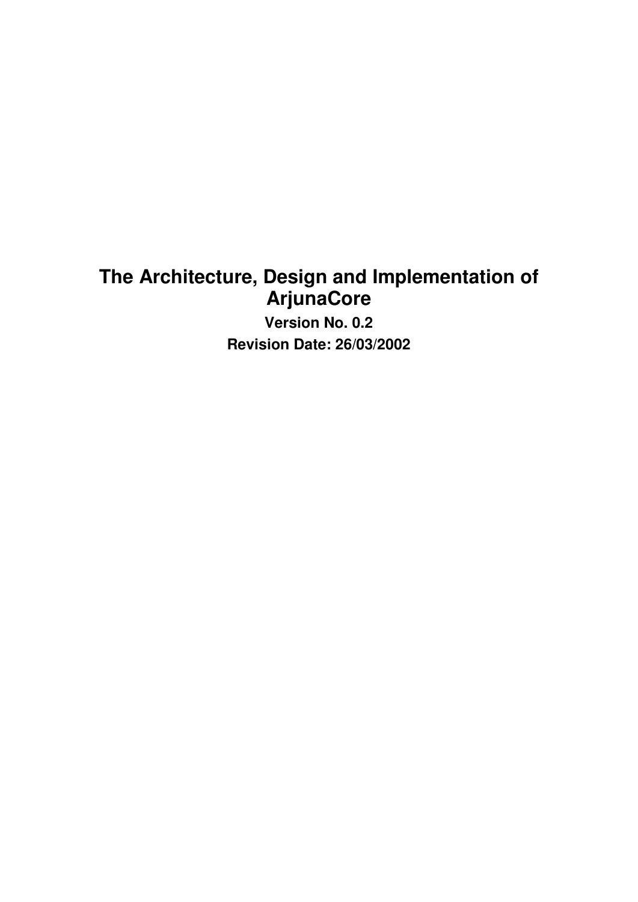# The Architecture, Design and Implementation of ArjunaCore

**Version No. 0.2**

**Revision Date: 26/03/2002**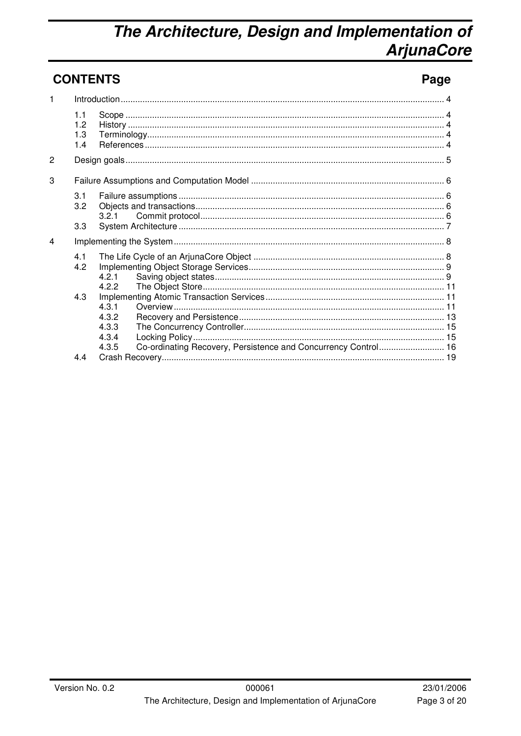## CONTENTS

Page

1 Introduction ..... 4

- 1.1 Scope ..... 4
- 1.2 History ..... 4
- 1.3 Terminology ..... 4
- 1.4 References ..... 4

2 Design goals ..... 5

3 Failure Assumptions and Computation Model ..... 6

- 3.1 Failure assumptions ..... 6
- 3.2 Objects and transactions ..... 6
  - 3.2.1 Commit protocol ..... 6
- 3.3 System Architecture ..... 7

4 Implementing the System ..... 8

- 4.1 The Life Cycle of an ArjunaCore Object ..... 8
- 4.2 Implementing Object Storage Services ..... 9
  - 4.2.1 Saving object states ..... 9
  - 4.2.2 The Object Store ..... 11
- 4.3 Implementing Atomic Transaction Services ..... 11
  - 4.3.1 Overview ..... 11
  - 4.3.2 Recovery and Persistence ..... 13
  - 4.3.3 The Concurrency Controller ..... 15
  - 4.3.4 Locking Policy ..... 15
  - 4.3.5 Co-ordinating Recovery, Persistence and Concurrency Control ..... 16
- 4.4 Crash Recovery ..... 19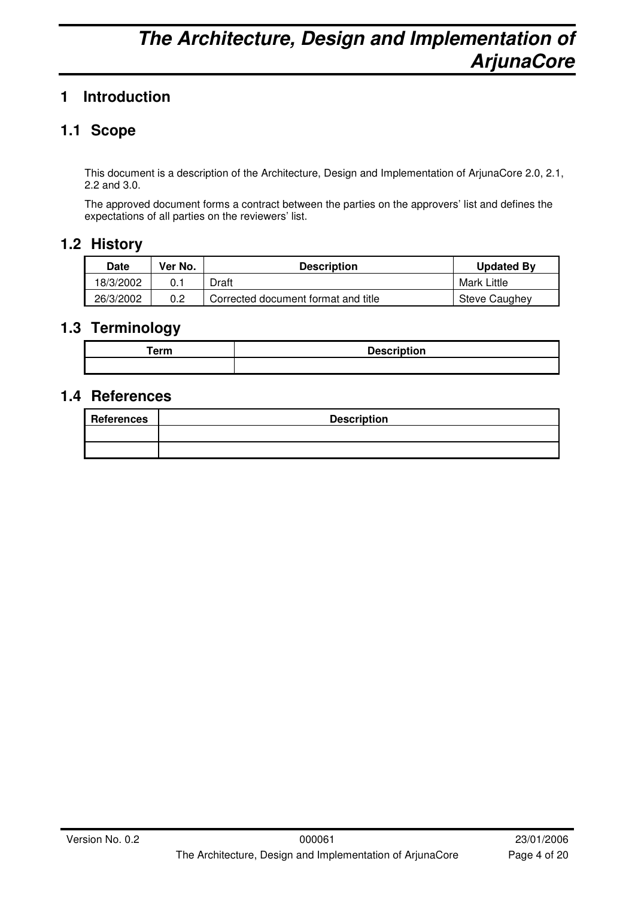# 1 Introduction

## 1.1 Scope

This document is a description of the Architecture, Design and Implementation of ArjunaCore 2.0, 2.1, 2.2 and 3.0.

The approved document forms a contract between the parties on the approvers' list and defines the expectations of all parties on the reviewers' list.

## 1.2 History

| Date | Ver No. | Description | Updated By |
|---|---|---|---|
| 18/3/2002 | 0.1 | Draft | Mark Little |
| 26/3/2002 | 0.2 | Corrected document format and title | Steve Caughey |

## 1.3 Terminology

| Term | Description |
|---|---|
| | |

## 1.4 References

| References | Description |
|---|---|
| | |
| | |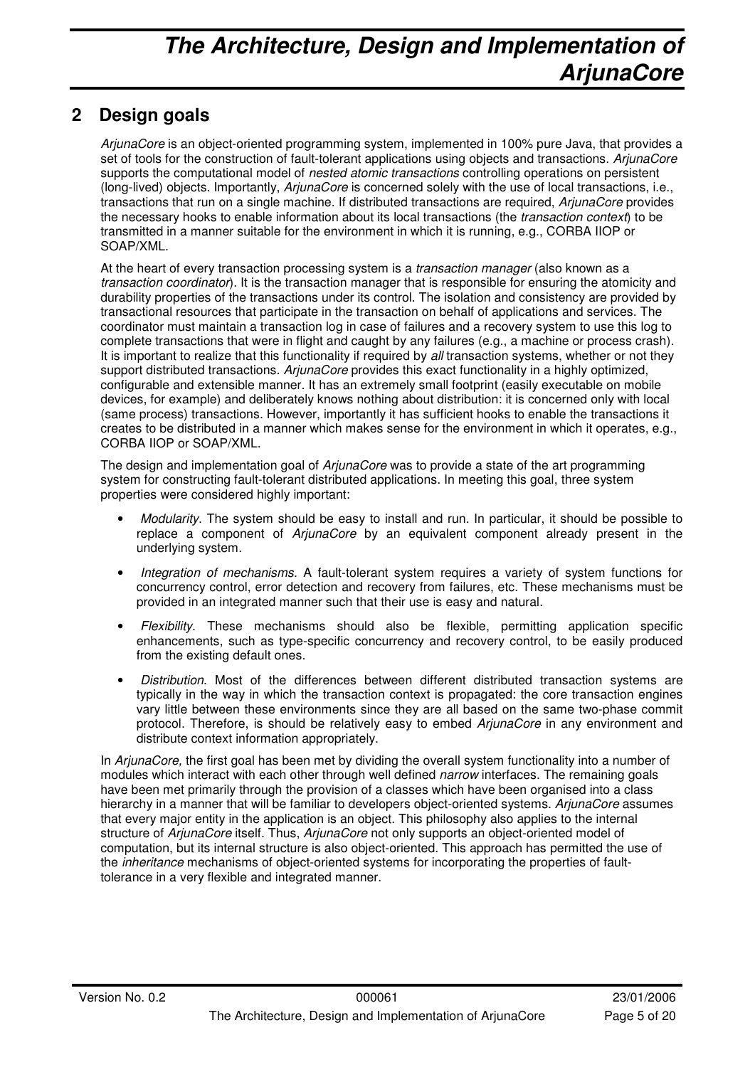## 2 Design goals

*ArjunaCore* is an object-oriented programming system, implemented in 100% pure Java, that provides a set of tools for the construction of fault-tolerant applications using objects and transactions. *ArjunaCore* supports the computational model of *nested atomic transactions* controlling operations on persistent (long-lived) objects. Importantly, *ArjunaCore* is concerned solely with the use of local transactions, i.e., transactions that run on a single machine. If distributed transactions are required, *ArjunaCore* provides the necessary hooks to enable information about its local transactions (the *transaction context*) to be transmitted in a manner suitable for the environment in which it is running, e.g., CORBA IIOP or SOAP/XML.

At the heart of every transaction processing system is a *transaction manager* (also known as a *transaction coordinator*). It is the transaction manager that is responsible for ensuring the atomicity and durability properties of the transactions under its control. The isolation and consistency are provided by transactional resources that participate in the transaction on behalf of applications and services. The coordinator must maintain a transaction log in case of failures and a recovery system to use this log to complete transactions that were in flight and caught by any failures (e.g., a machine or process crash). It is important to realize that this functionality if required by *all* transaction systems, whether or not they support distributed transactions. *ArjunaCore* provides this exact functionality in a highly optimized, configurable and extensible manner. It has an extremely small footprint (easily executable on mobile devices, for example) and deliberately knows nothing about distribution: it is concerned only with local (same process) transactions. However, importantly it has sufficient hooks to enable the transactions it creates to be distributed in a manner which makes sense for the environment in which it operates, e.g., CORBA IIOP or SOAP/XML.

The design and implementation goal of *ArjunaCore* was to provide a state of the art programming system for constructing fault-tolerant distributed applications. In meeting this goal, three system properties were considered highly important:

- *Modularity*. The system should be easy to install and run. In particular, it should be possible to replace a component of *ArjunaCore* by an equivalent component already present in the underlying system.
- *Integration of mechanisms*. A fault-tolerant system requires a variety of system functions for concurrency control, error detection and recovery from failures, etc. These mechanisms must be provided in an integrated manner such that their use is easy and natural.
- *Flexibility*. These mechanisms should also be flexible, permitting application specific enhancements, such as type-specific concurrency and recovery control, to be easily produced from the existing default ones.
- *Distribution*. Most of the differences between different distributed transaction systems are typically in the way in which the transaction context is propagated: the core transaction engines vary little between these environments since they are all based on the same two-phase commit protocol. Therefore, is should be relatively easy to embed *ArjunaCore* in any environment and distribute context information appropriately.

In *ArjunaCore,* the first goal has been met by dividing the overall system functionality into a number of modules which interact with each other through well defined *narrow* interfaces. The remaining goals have been met primarily through the provision of a classes which have been organised into a class hierarchy in a manner that will be familiar to developers object-oriented systems. *ArjunaCore* assumes that every major entity in the application is an object. This philosophy also applies to the internal structure of *ArjunaCore* itself. Thus, *ArjunaCore* not only supports an object-oriented model of computation, but its internal structure is also object-oriented. This approach has permitted the use of the *inheritance* mechanisms of object-oriented systems for incorporating the properties of fault-tolerance in a very flexible and integrated manner.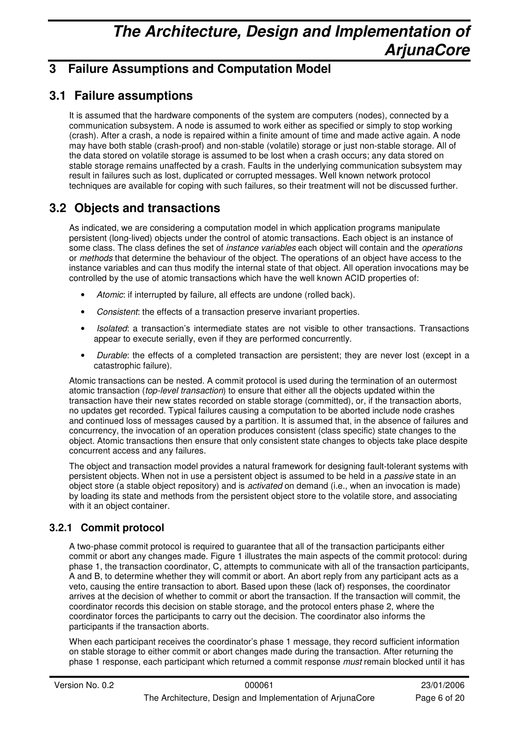# 3 Failure Assumptions and Computation Model

## 3.1 Failure assumptions

It is assumed that the hardware components of the system are computers (nodes), connected by a communication subsystem. A node is assumed to work either as specified or simply to stop working (crash). After a crash, a node is repaired within a finite amount of time and made active again. A node may have both stable (crash-proof) and non-stable (volatile) storage or just non-stable storage. All of the data stored on volatile storage is assumed to be lost when a crash occurs; any data stored on stable storage remains unaffected by a crash. Faults in the underlying communication subsystem may result in failures such as lost, duplicated or corrupted messages. Well known network protocol techniques are available for coping with such failures, so their treatment will not be discussed further.

## 3.2 Objects and transactions

As indicated, we are considering a computation model in which application programs manipulate persistent (long-lived) objects under the control of atomic transactions. Each object is an instance of some class. The class defines the set of *instance variables* each object will contain and the *operations* or *methods* that determine the behaviour of the object. The operations of an object have access to the instance variables and can thus modify the internal state of that object. All operation invocations may be controlled by the use of atomic transactions which have the well known ACID properties of:

- *Atomic*: if interrupted by failure, all effects are undone (rolled back).
- *Consistent*: the effects of a transaction preserve invariant properties.
- *Isolated*: a transaction's intermediate states are not visible to other transactions. Transactions appear to execute serially, even if they are performed concurrently.
- *Durable*: the effects of a completed transaction are persistent; they are never lost (except in a catastrophic failure).

Atomic transactions can be nested. A commit protocol is used during the termination of an outermost atomic transaction (*top-level transaction*) to ensure that either all the objects updated within the transaction have their new states recorded on stable storage (committed), or, if the transaction aborts, no updates get recorded. Typical failures causing a computation to be aborted include node crashes and continued loss of messages caused by a partition. It is assumed that, in the absence of failures and concurrency, the invocation of an operation produces consistent (class specific) state changes to the object. Atomic transactions then ensure that only consistent state changes to objects take place despite concurrent access and any failures.

The object and transaction model provides a natural framework for designing fault-tolerant systems with persistent objects. When not in use a persistent object is assumed to be held in a *passive* state in an object store (a stable object repository) and is *activated* on demand (i.e., when an invocation is made) by loading its state and methods from the persistent object store to the volatile store, and associating with it an object container.

### 3.2.1 Commit protocol

A two-phase commit protocol is required to guarantee that all of the transaction participants either commit or abort any changes made. Figure 1 illustrates the main aspects of the commit protocol: during phase 1, the transaction coordinator, C, attempts to communicate with all of the transaction participants, A and B, to determine whether they will commit or abort. An abort reply from any participant acts as a veto, causing the entire transaction to abort. Based upon these (lack of) responses, the coordinator arrives at the decision of whether to commit or abort the transaction. If the transaction will commit, the coordinator records this decision on stable storage, and the protocol enters phase 2, where the coordinator forces the participants to carry out the decision. The coordinator also informs the participants if the transaction aborts.

When each participant receives the coordinator's phase 1 message, they record sufficient information on stable storage to either commit or abort changes made during the transaction. After returning the phase 1 response, each participant which returned a commit response *must* remain blocked until it has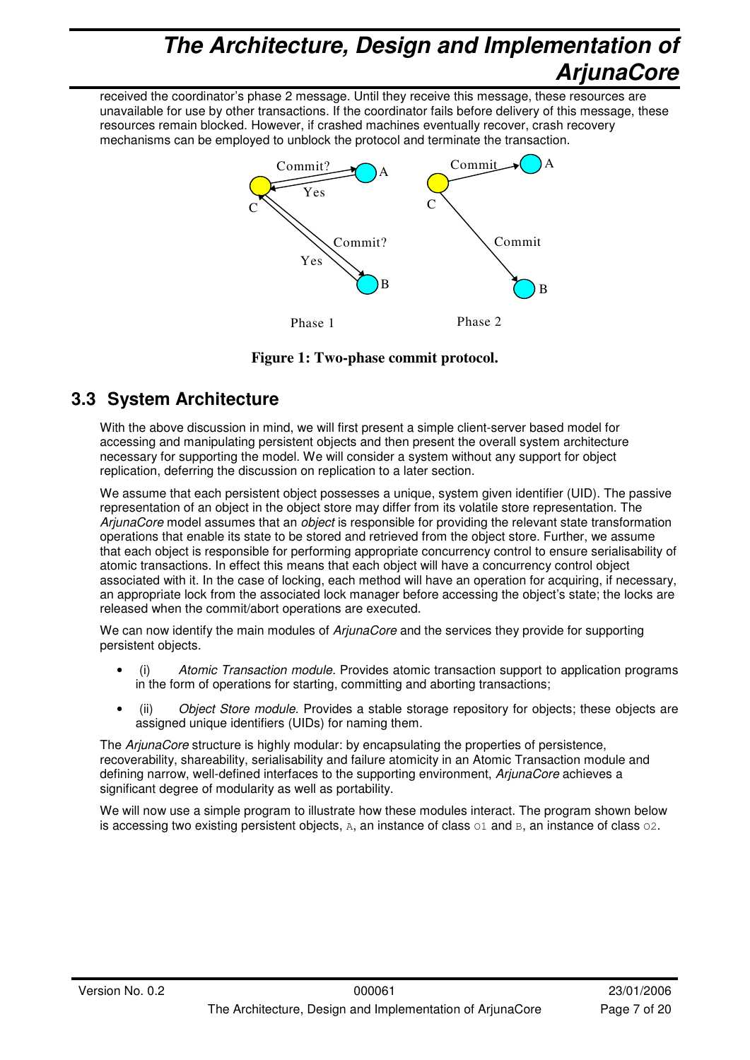received the coordinator's phase 2 message. Until they receive this message, these resources are unavailable for use by other transactions. If the coordinator fails before delivery of this message, these resources remain blocked. However, if crashed machines eventually recover, crash recovery mechanisms can be employed to unblock the protocol and terminate the transaction.

Commit?
Yes
A
C
Commit?
Yes
B
Phase 1

Commit
A
C
Commit
B
Phase 2

**Figure 1: Two-phase commit protocol.**

## 3.3 System Architecture

With the above discussion in mind, we will first present a simple client-server based model for accessing and manipulating persistent objects and then present the overall system architecture necessary for supporting the model. We will consider a system without any support for object replication, deferring the discussion on replication to a later section.

We assume that each persistent object possesses a unique, system given identifier (UID). The passive representation of an object in the object store may differ from its volatile store representation. The *ArjunaCore* model assumes that an *object* is responsible for providing the relevant state transformation operations that enable its state to be stored and retrieved from the object store. Further, we assume that each object is responsible for performing appropriate concurrency control to ensure serialisability of atomic transactions. In effect this means that each object will have a concurrency control object associated with it. In the case of locking, each method will have an operation for acquiring, if necessary, an appropriate lock from the associated lock manager before accessing the object's state; the locks are released when the commit/abort operations are executed.

We can now identify the main modules of *ArjunaCore* and the services they provide for supporting persistent objects.

- (i) *Atomic Transaction module.* Provides atomic transaction support to application programs in the form of operations for starting, committing and aborting transactions;
- (ii) *Object Store module.* Provides a stable storage repository for objects; these objects are assigned unique identifiers (UIDs) for naming them.

The *ArjunaCore* structure is highly modular: by encapsulating the properties of persistence, recoverability, shareability, serialisability and failure atomicity in an Atomic Transaction module and defining narrow, well-defined interfaces to the supporting environment, *ArjunaCore* achieves a significant degree of modularity as well as portability.

We will now use a simple program to illustrate how these modules interact. The program shown below is accessing two existing persistent objects, `A`, an instance of class `O1` and `B`, an instance of class `O2`.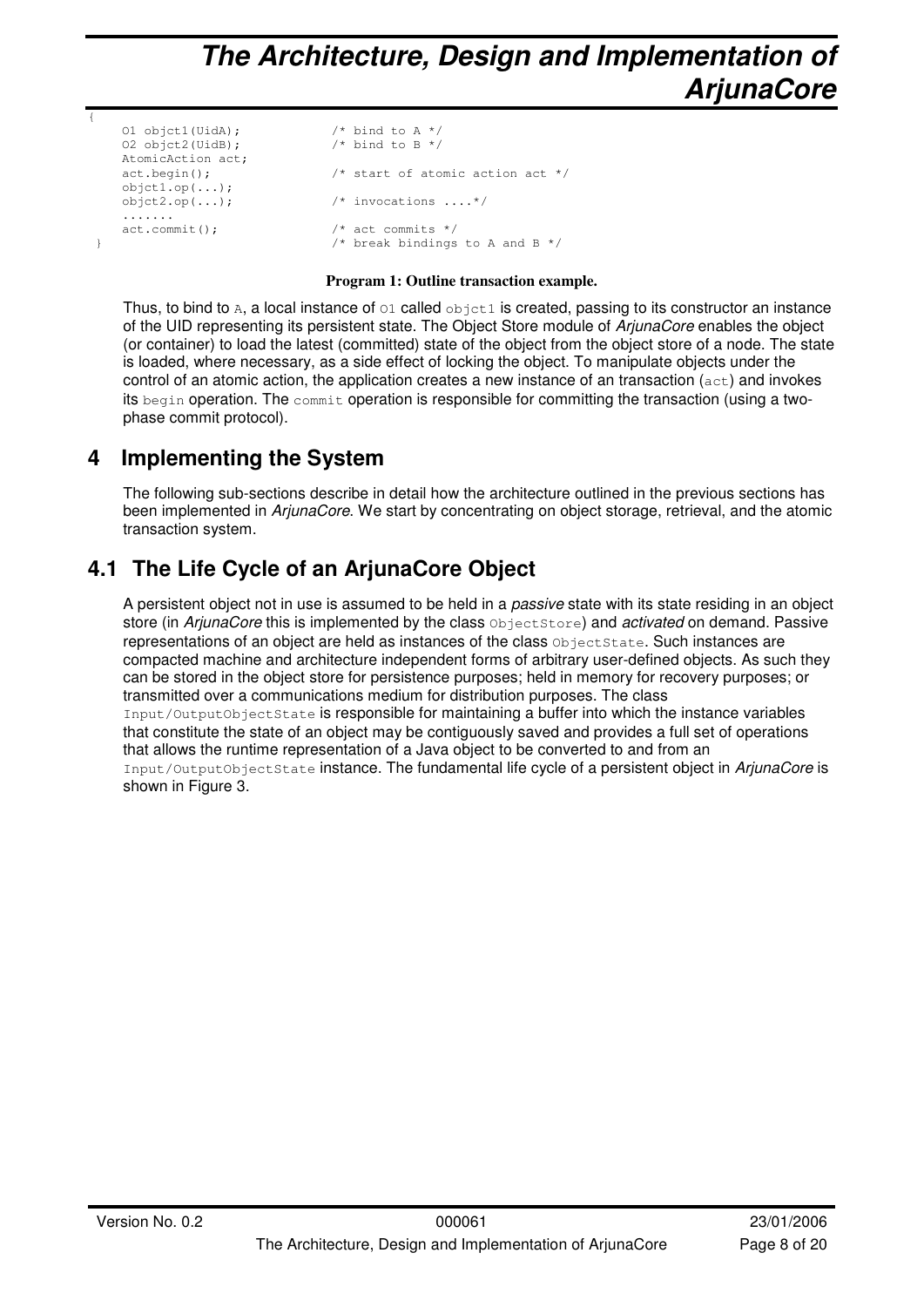```
{
    O1 objct1(UidA);            /* bind to A */
    O2 objct2(UidB);            /* bind to B */
    AtomicAction act;
    act.begin();                /* start of atomic action act */
    objct1.op(...);
    objct2.op(...);             /* invocations ....*/
    .......
    act.commit();               /* act commits */
}                               /* break bindings to A and B */
```

**Program 1: Outline transaction example.**

Thus, to bind to `A`, a local instance of `O1` called `objct1` is created, passing to its constructor an instance of the UID representing its persistent state. The Object Store module of *ArjunaCore* enables the object (or container) to load the latest (committed) state of the object from the object store of a node. The state is loaded, where necessary, as a side effect of locking the object. To manipulate objects under the control of an atomic action, the application creates a new instance of an transaction (`act`) and invokes its `begin` operation. The `commit` operation is responsible for committing the transaction (using a two-phase commit protocol).

# 4 Implementing the System

The following sub-sections describe in detail how the architecture outlined in the previous sections has been implemented in *ArjunaCore*. We start by concentrating on object storage, retrieval, and the atomic transaction system.

## 4.1 The Life Cycle of an ArjunaCore Object

A persistent object not in use is assumed to be held in a *passive* state with its state residing in an object store (in *ArjunaCore* this is implemented by the class `ObjectStore`) and *activated* on demand. Passive representations of an object are held as instances of the class `ObjectState`. Such instances are compacted machine and architecture independent forms of arbitrary user-defined objects. As such they can be stored in the object store for persistence purposes; held in memory for recovery purposes; or transmitted over a communications medium for distribution purposes. The class `Input/OutputObjectState` is responsible for maintaining a buffer into which the instance variables that constitute the state of an object may be contiguously saved and provides a full set of operations that allows the runtime representation of a Java object to be converted to and from an `Input/OutputObjectState` instance. The fundamental life cycle of a persistent object in *ArjunaCore* is shown in Figure 3.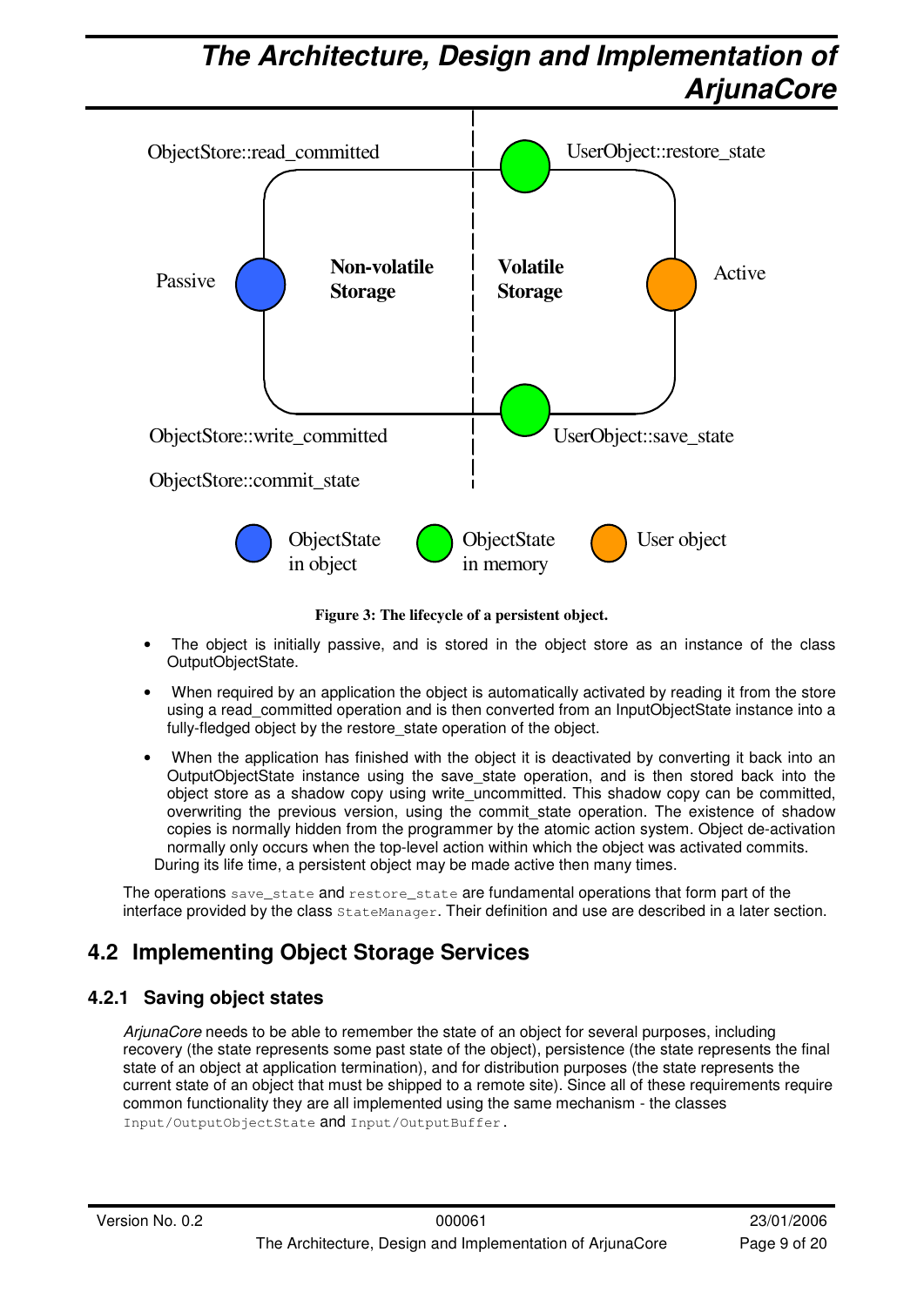ObjectStore::read_committed

UserObject::restore_state

Passive

Non-volatile Storage

Volatile Storage

Active

ObjectStore::write_committed

UserObject::save_state

ObjectStore::commit_state

ObjectState in object

ObjectState in memory

User object

**Figure 3: The lifecycle of a persistent object.**

- The object is initially passive, and is stored in the object store as an instance of the class OutputObjectState.
- When required by an application the object is automatically activated by reading it from the store using a read_committed operation and is then converted from an InputObjectState instance into a fully-fledged object by the restore_state operation of the object.
- When the application has finished with the object it is deactivated by converting it back into an OutputObjectState instance using the save_state operation, and is then stored back into the object store as a shadow copy using write_uncommitted. This shadow copy can be committed, overwriting the previous version, using the commit_state operation. The existence of shadow copies is normally hidden from the programmer by the atomic action system. Object de-activation normally only occurs when the top-level action within which the object was activated commits.

During its life time, a persistent object may be made active then many times.

The operations `save_state` and `restore_state` are fundamental operations that form part of the interface provided by the class `StateManager`. Their definition and use are described in a later section.

## 4.2 Implementing Object Storage Services

### 4.2.1 Saving object states

*ArjunaCore* needs to be able to remember the state of an object for several purposes, including recovery (the state represents some past state of the object), persistence (the state represents the final state of an object at application termination), and for distribution purposes (the state represents the current state of an object that must be shipped to a remote site). Since all of these requirements require common functionality they are all implemented using the same mechanism - the classes `Input/OutputObjectState` and `Input/OutputBuffer`.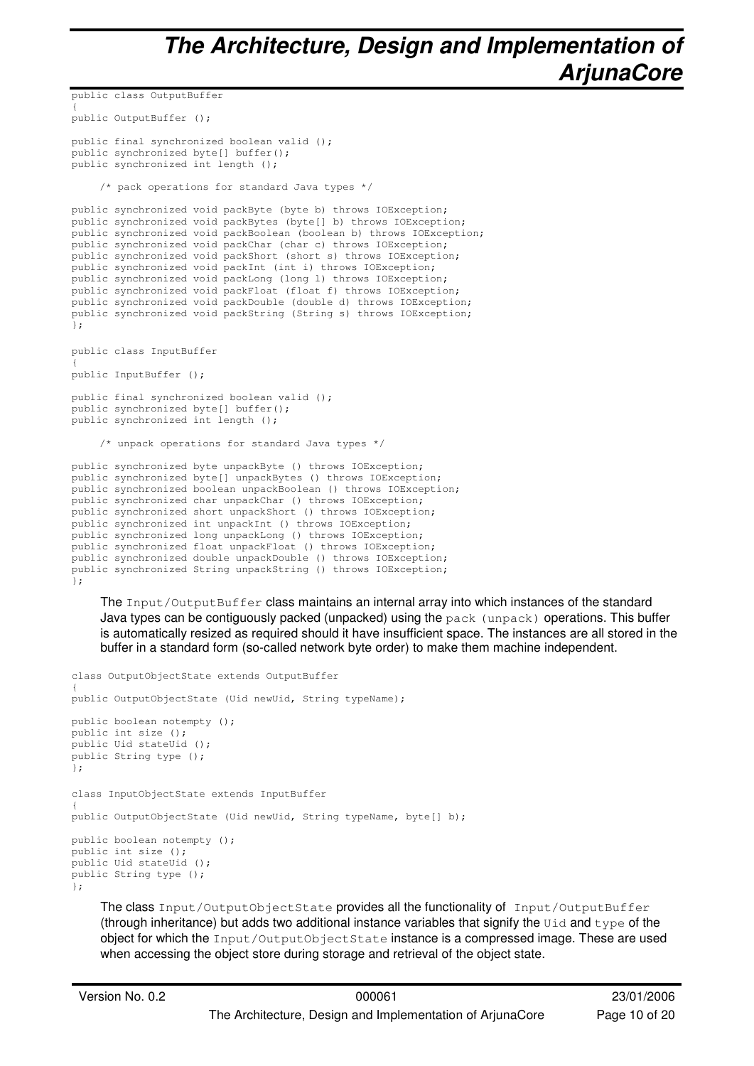```
public class OutputBuffer
{
public OutputBuffer ();

public final synchronized boolean valid ();
public synchronized byte[] buffer();
public synchronized int length ();

     /* pack operations for standard Java types */

public synchronized void packByte (byte b) throws IOException;
public synchronized void packBytes (byte[] b) throws IOException;
public synchronized void packBoolean (boolean b) throws IOException;
public synchronized void packChar (char c) throws IOException;
public synchronized void packShort (short s) throws IOException;
public synchronized void packInt (int i) throws IOException;
public synchronized void packLong (long l) throws IOException;
public synchronized void packFloat (float f) throws IOException;
public synchronized void packDouble (double d) throws IOException;
public synchronized void packString (String s) throws IOException;
};

public class InputBuffer
{
public InputBuffer ();

public final synchronized boolean valid ();
public synchronized byte[] buffer();
public synchronized int length ();

     /* unpack operations for standard Java types */

public synchronized byte unpackByte () throws IOException;
public synchronized byte[] unpackBytes () throws IOException;
public synchronized boolean unpackBoolean () throws IOException;
public synchronized char unpackChar () throws IOException;
public synchronized short unpackShort () throws IOException;
public synchronized int unpackInt () throws IOException;
public synchronized long unpackLong () throws IOException;
public synchronized float unpackFloat () throws IOException;
public synchronized double unpackDouble () throws IOException;
public synchronized String unpackString () throws IOException;
};
```

The `Input/OutputBuffer` class maintains an internal array into which instances of the standard Java types can be contiguously packed (unpacked) using the `pack (unpack)` operations. This buffer is automatically resized as required should it have insufficient space. The instances are all stored in the buffer in a standard form (so-called network byte order) to make them machine independent.

```
class OutputObjectState extends OutputBuffer
{
public OutputObjectState (Uid newUid, String typeName);

public boolean notempty ();
public int size ();
public Uid stateUid ();
public String type ();
};

class InputObjectState extends InputBuffer
{
public OutputObjectState (Uid newUid, String typeName, byte[] b);

public boolean notempty ();
public int size ();
public Uid stateUid ();
public String type ();
};
```

The class `Input/OutputObjectState` provides all the functionality of `Input/OutputBuffer` (through inheritance) but adds two additional instance variables that signify the `Uid` and `type` of the object for which the `Input/OutputObjectState` instance is a compressed image. These are used when accessing the object store during storage and retrieval of the object state.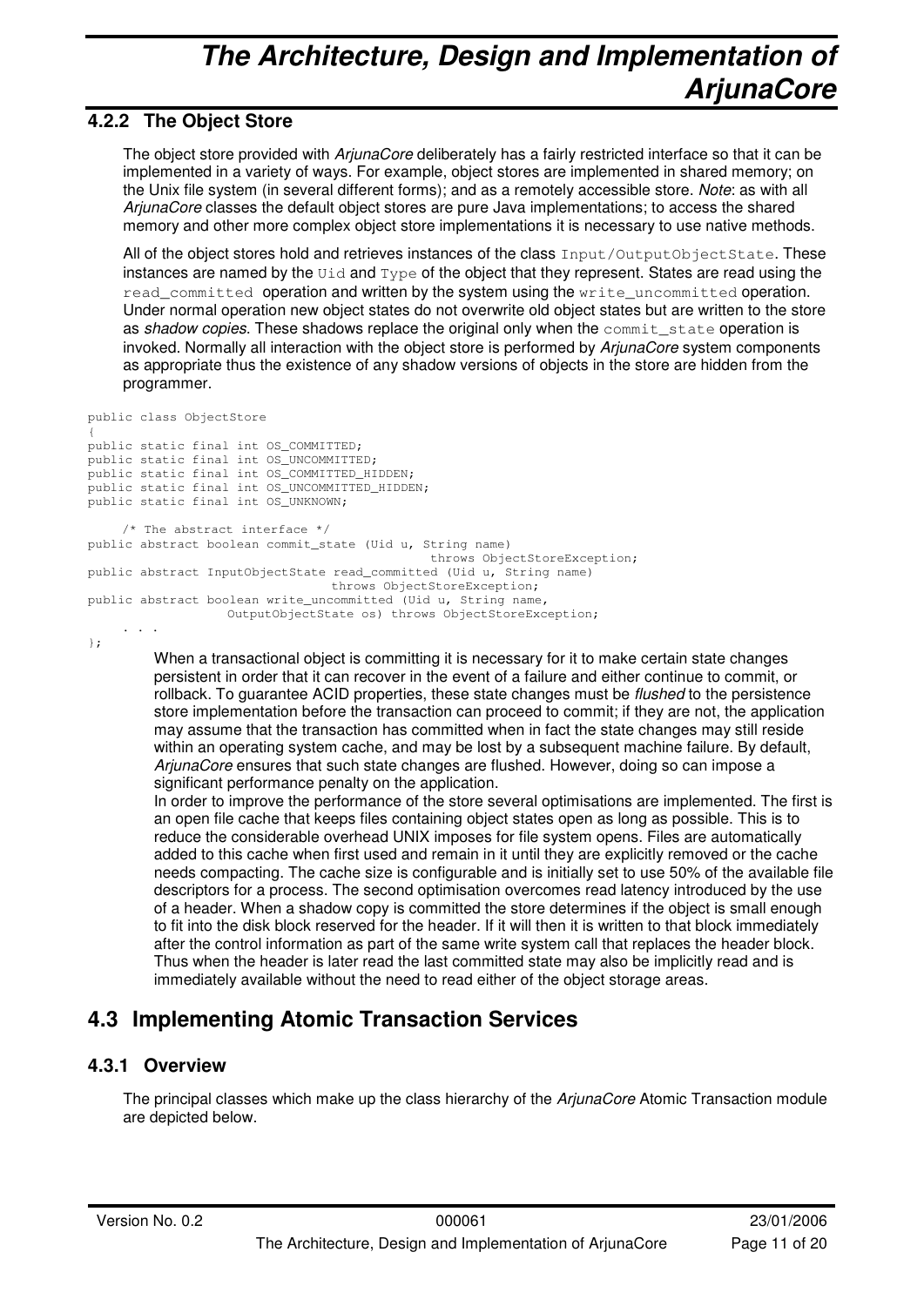### 4.2.2 The Object Store

The object store provided with *ArjunaCore* deliberately has a fairly restricted interface so that it can be implemented in a variety of ways. For example, object stores are implemented in shared memory; on the Unix file system (in several different forms); and as a remotely accessible store. *Note*: as with all *ArjunaCore* classes the default object stores are pure Java implementations; to access the shared memory and other more complex object store implementations it is necessary to use native methods.

All of the object stores hold and retrieves instances of the class `Input/OutputObjectState`. These instances are named by the `Uid` and `Type` of the object that they represent. States are read using the `read_committed` operation and written by the system using the `write_uncommitted` operation. Under normal operation new object states do not overwrite old object states but are written to the store as *shadow copies*. These shadows replace the original only when the `commit_state` operation is invoked. Normally all interaction with the object store is performed by *ArjunaCore* system components as appropriate thus the existence of any shadow versions of objects in the store are hidden from the programmer.

```
public class ObjectStore
{
public static final int OS_COMMITTED;
public static final int OS_UNCOMMITTED;
public static final int OS_COMMITTED_HIDDEN;
public static final int OS_UNCOMMITTED_HIDDEN;
public static final int OS_UNKNOWN;

     /* The abstract interface */
public abstract boolean commit_state (Uid u, String name)
                                             throws ObjectStoreException;
public abstract InputObjectState read_committed (Uid u, String name)
                                   throws ObjectStoreException;
public abstract boolean write_uncommitted (Uid u, String name,
                   OutputObjectState os) throws ObjectStoreException;
     . . .
};
```

When a transactional object is committing it is necessary for it to make certain state changes persistent in order that it can recover in the event of a failure and either continue to commit, or rollback. To guarantee ACID properties, these state changes must be *flushed* to the persistence store implementation before the transaction can proceed to commit; if they are not, the application may assume that the transaction has committed when in fact the state changes may still reside within an operating system cache, and may be lost by a subsequent machine failure. By default, *ArjunaCore* ensures that such state changes are flushed. However, doing so can impose a significant performance penalty on the application.

In order to improve the performance of the store several optimisations are implemented. The first is an open file cache that keeps files containing object states open as long as possible. This is to reduce the considerable overhead UNIX imposes for file system opens. Files are automatically added to this cache when first used and remain in it until they are explicitly removed or the cache needs compacting. The cache size is configurable and is initially set to use 50% of the available file descriptors for a process. The second optimisation overcomes read latency introduced by the use of a header. When a shadow copy is committed the store determines if the object is small enough to fit into the disk block reserved for the header. If it will then it is written to that block immediately after the control information as part of the same write system call that replaces the header block. Thus when the header is later read the last committed state may also be implicitly read and is immediately available without the need to read either of the object storage areas.

## 4.3 Implementing Atomic Transaction Services

### 4.3.1 Overview

The principal classes which make up the class hierarchy of the *ArjunaCore* Atomic Transaction module are depicted below.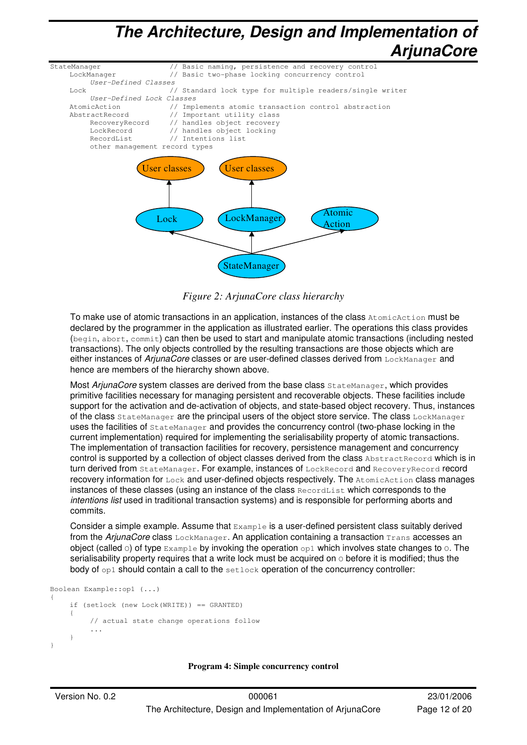```
StateManager                // Basic naming, persistence and recovery control
    LockManager             // Basic two-phase locking concurrency control
        User-Defined Classes
    Lock                    // Standard lock type for multiple readers/single writer
        User-Defined Lock Classes
    AtomicAction            // Implements atomic transaction control abstraction
    AbstractRecord          // Important utility class
        RecoveryRecord      // handles object recovery
        LockRecord          // handles object locking
        RecordList          // Intentions list
        other management record types
```

User classes

User classes

Lock

LockManager

Atomic Action

StateManager

*Figure 2: ArjunaCore class hierarchy*

To make use of atomic transactions in an application, instances of the class `AtomicAction` must be declared by the programmer in the application as illustrated earlier. The operations this class provides (`begin`, `abort`, `commit`) can then be used to start and manipulate atomic transactions (including nested transactions). The only objects controlled by the resulting transactions are those objects which are either instances of *ArjunaCore* classes or are user-defined classes derived from `LockManager` and hence are members of the hierarchy shown above.

Most *ArjunaCore* system classes are derived from the base class `StateManager`, which provides primitive facilities necessary for managing persistent and recoverable objects. These facilities include support for the activation and de-activation of objects, and state-based object recovery. Thus, instances of the class `StateManager` are the principal users of the object store service. The class `LockManager` uses the facilities of `StateManager` and provides the concurrency control (two-phase locking in the current implementation) required for implementing the serialisability property of atomic transactions. The implementation of transaction facilities for recovery, persistence management and concurrency control is supported by a collection of object classes derived from the class `AbstractRecord` which is in turn derived from `StateManager`. For example, instances of `LockRecord` and `RecoveryRecord` record recovery information for `Lock` and user-defined objects respectively. The `AtomicAction` class manages instances of these classes (using an instance of the class `RecordList` which corresponds to the *intentions list* used in traditional transaction systems) and is responsible for performing aborts and commits.

Consider a simple example. Assume that `Example` is a user-defined persistent class suitably derived from the *ArjunaCore* class `LockManager`. An application containing a transaction `Trans` accesses an object (called `O`) of type `Example` by invoking the operation `op1` which involves state changes to `O`. The serialisability property requires that a write lock must be acquired on `O` before it is modified; thus the body of `op1` should contain a call to the `setlock` operation of the concurrency controller:

```
Boolean Example::op1 (...)
{
    if (setlock (new Lock(WRITE)) == GRANTED)
    {
        // actual state change operations follow
        ...
    }
}
```

**Program 4: Simple concurrency control**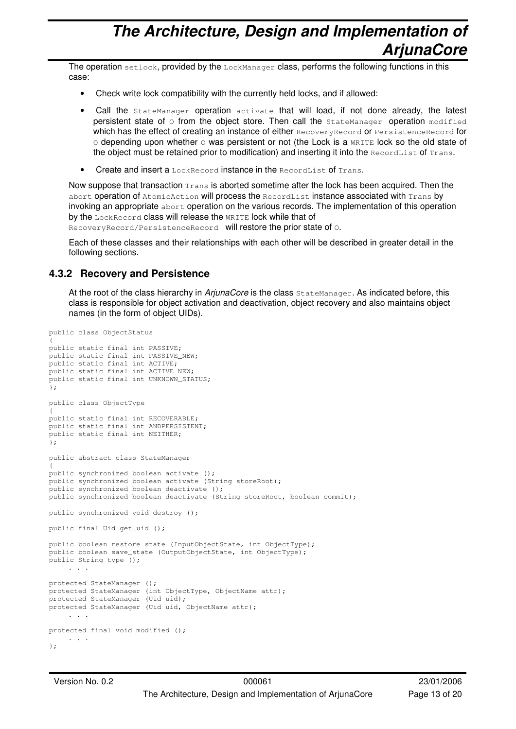The operation `setlock`, provided by the `LockManager` class, performs the following functions in this case:

- Check write lock compatibility with the currently held locks, and if allowed:
- Call the `StateManager` operation `activate` that will load, if not done already, the latest persistent state of `O` from the object store. Then call the `StateManager` operation `modified` which has the effect of creating an instance of either `RecoveryRecord` or `PersistenceRecord` for `O` depending upon whether `O` was persistent or not (the Lock is a `WRITE` lock so the old state of the object must be retained prior to modification) and inserting it into the `RecordList` of `Trans`.
- Create and insert a `LockRecord` instance in the `RecordList` of `Trans`.

Now suppose that transaction `Trans` is aborted sometime after the lock has been acquired. Then the `abort` operation of `AtomicAction` will process the `RecordList` instance associated with `Trans` by invoking an appropriate `abort` operation on the various records. The implementation of this operation by the `LockRecord` class will release the `WRITE` lock while that of `RecoveryRecord/PersistenceRecord` will restore the prior state of `O`.

Each of these classes and their relationships with each other will be described in greater detail in the following sections.

### 4.3.2 Recovery and Persistence

At the root of the class hierarchy in *ArjunaCore* is the class `StateManager`. As indicated before, this class is responsible for object activation and deactivation, object recovery and also maintains object names (in the form of object UIDs).

```
public class ObjectStatus
{
public static final int PASSIVE;
public static final int PASSIVE_NEW;
public static final int ACTIVE;
public static final int ACTIVE_NEW;
public static final int UNKNOWN_STATUS;
};

public class ObjectType
{
public static final int RECOVERABLE;
public static final int ANDPERSISTENT;
public static final int NEITHER;
};

public abstract class StateManager
{
public synchronized boolean activate ();
public synchronized boolean activate (String storeRoot);
public synchronized boolean deactivate ();
public synchronized boolean deactivate (String storeRoot, boolean commit);

public synchronized void destroy ();

public final Uid get_uid ();

public boolean restore_state (InputObjectState, int ObjectType);
public boolean save_state (OutputObjectState, int ObjectType);
public String type ();
     . . .

protected StateManager ();
protected StateManager (int ObjectType, ObjectName attr);
protected StateManager (Uid uid);
protected StateManager (Uid uid, ObjectName attr);
     . . .

protected final void modified ();
     . . .
};
```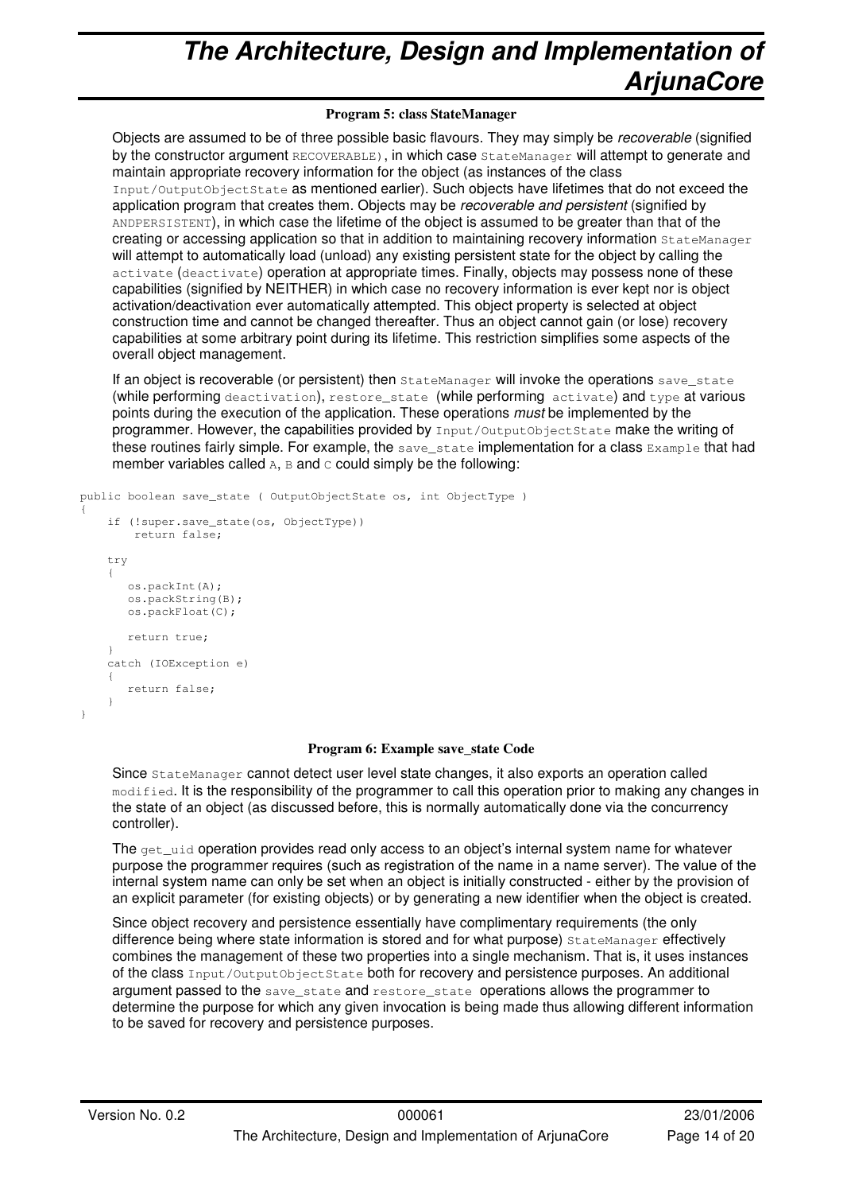**Program 5: class StateManager**

Objects are assumed to be of three possible basic flavours. They may simply be *recoverable* (signified by the constructor argument `RECOVERABLE`), in which case `StateManager` will attempt to generate and maintain appropriate recovery information for the object (as instances of the class `Input/OutputObjectState` as mentioned earlier). Such objects have lifetimes that do not exceed the application program that creates them. Objects may be *recoverable and persistent* (signified by `ANDPERSISTENT`), in which case the lifetime of the object is assumed to be greater than that of the creating or accessing application so that in addition to maintaining recovery information `StateManager` will attempt to automatically load (unload) any existing persistent state for the object by calling the `activate` (`deactivate`) operation at appropriate times. Finally, objects may possess none of these capabilities (signified by NEITHER) in which case no recovery information is ever kept nor is object activation/deactivation ever automatically attempted. This object property is selected at object construction time and cannot be changed thereafter. Thus an object cannot gain (or lose) recovery capabilities at some arbitrary point during its lifetime. This restriction simplifies some aspects of the overall object management.

If an object is recoverable (or persistent) then `StateManager` will invoke the operations `save_state` (while performing `deactivation`), `restore_state` (while performing `activate`) and `type` at various points during the execution of the application. These operations *must* be implemented by the programmer. However, the capabilities provided by `Input/OutputObjectState` make the writing of these routines fairly simple. For example, the `save_state` implementation for a class `Example` that had member variables called `A`, `B` and `C` could simply be the following:

```
public boolean save_state ( OutputObjectState os, int ObjectType )
{
    if (!super.save_state(os, ObjectType))
        return false;

    try
    {
       os.packInt(A);
       os.packString(B);
       os.packFloat(C);

       return true;
    }
    catch (IOException e)
    {
       return false;
    }
}
```

**Program 6: Example save_state Code**

Since `StateManager` cannot detect user level state changes, it also exports an operation called `modified`. It is the responsibility of the programmer to call this operation prior to making any changes in the state of an object (as discussed before, this is normally automatically done via the concurrency controller).

The `get_uid` operation provides read only access to an object's internal system name for whatever purpose the programmer requires (such as registration of the name in a name server). The value of the internal system name can only be set when an object is initially constructed - either by the provision of an explicit parameter (for existing objects) or by generating a new identifier when the object is created.

Since object recovery and persistence essentially have complimentary requirements (the only difference being where state information is stored and for what purpose) `StateManager` effectively combines the management of these two properties into a single mechanism. That is, it uses instances of the class `Input/OutputObjectState` both for recovery and persistence purposes. An additional argument passed to the `save_state` and `restore_state` operations allows the programmer to determine the purpose for which any given invocation is being made thus allowing different information to be saved for recovery and persistence purposes.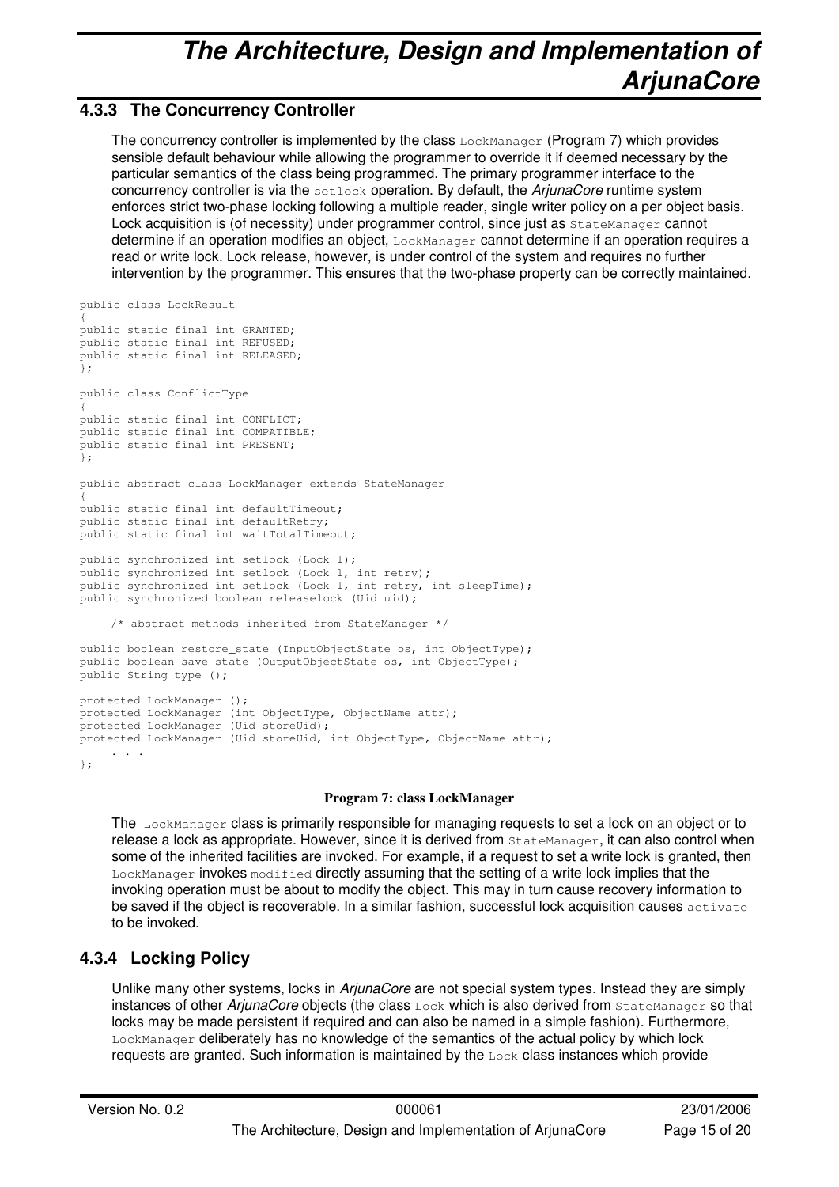### 4.3.3 The Concurrency Controller

The concurrency controller is implemented by the class `LockManager` (Program 7) which provides sensible default behaviour while allowing the programmer to override it if deemed necessary by the particular semantics of the class being programmed. The primary programmer interface to the concurrency controller is via the `setlock` operation. By default, the *ArjunaCore* runtime system enforces strict two-phase locking following a multiple reader, single writer policy on a per object basis. Lock acquisition is (of necessity) under programmer control, since just as `StateManager` cannot determine if an operation modifies an object, `LockManager` cannot determine if an operation requires a read or write lock. Lock release, however, is under control of the system and requires no further intervention by the programmer. This ensures that the two-phase property can be correctly maintained.

```
public class LockResult
{
public static final int GRANTED;
public static final int REFUSED;
public static final int RELEASED;
};

public class ConflictType
{
public static final int CONFLICT;
public static final int COMPATIBLE;
public static final int PRESENT;
};

public abstract class LockManager extends StateManager
{
public static final int defaultTimeout;
public static final int defaultRetry;
public static final int waitTotalTimeout;

public synchronized int setlock (Lock l);
public synchronized int setlock (Lock l, int retry);
public synchronized int setlock (Lock l, int retry, int sleepTime);
public synchronized boolean releaselock (Uid uid);

     /* abstract methods inherited from StateManager */

public boolean restore_state (InputObjectState os, int ObjectType);
public boolean save_state (OutputObjectState os, int ObjectType);
public String type ();

protected LockManager ();
protected LockManager (int ObjectType, ObjectName attr);
protected LockManager (Uid storeUid);
protected LockManager (Uid storeUid, int ObjectType, ObjectName attr);
     . . .
};
```

**Program 7: class LockManager**

The `LockManager` class is primarily responsible for managing requests to set a lock on an object or to release a lock as appropriate. However, since it is derived from `StateManager`, it can also control when some of the inherited facilities are invoked. For example, if a request to set a write lock is granted, then `LockManager` invokes `modified` directly assuming that the setting of a write lock implies that the invoking operation must be about to modify the object. This may in turn cause recovery information to be saved if the object is recoverable. In a similar fashion, successful lock acquisition causes `activate` to be invoked.

### 4.3.4 Locking Policy

Unlike many other systems, locks in *ArjunaCore* are not special system types. Instead they are simply instances of other *ArjunaCore* objects (the class `Lock` which is also derived from `StateManager` so that locks may be made persistent if required and can also be named in a simple fashion). Furthermore, `LockManager` deliberately has no knowledge of the semantics of the actual policy by which lock requests are granted. Such information is maintained by the `Lock` class instances which provide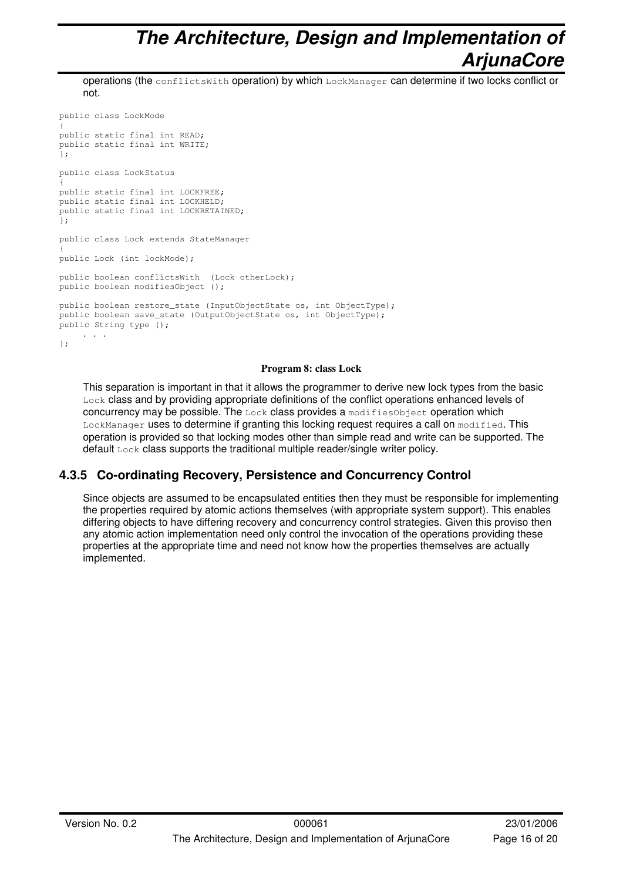operations (the `conflictsWith` operation) by which `LockManager` can determine if two locks conflict or not.

```
public class LockMode
{
public static final int READ;
public static final int WRITE;
};

public class LockStatus
{
public static final int LOCKFREE;
public static final int LOCKHELD;
public static final int LOCKRETAINED;
};

public class Lock extends StateManager
{
public Lock (int lockMode);

public boolean conflictsWith  (Lock otherLock);
public boolean modifiesObject ();

public boolean restore_state (InputObjectState os, int ObjectType);
public boolean save_state (OutputObjectState os, int ObjectType);
public String type ();
    . . .
};
```

**Program 8: class Lock**

This separation is important in that it allows the programmer to derive new lock types from the basic `Lock` class and by providing appropriate definitions of the conflict operations enhanced levels of concurrency may be possible. The `Lock` class provides a `modifiesObject` operation which `LockManager` uses to determine if granting this locking request requires a call on `modified`. This operation is provided so that locking modes other than simple read and write can be supported. The default `Lock` class supports the traditional multiple reader/single writer policy.

### 4.3.5 Co-ordinating Recovery, Persistence and Concurrency Control

Since objects are assumed to be encapsulated entities then they must be responsible for implementing the properties required by atomic actions themselves (with appropriate system support). This enables differing objects to have differing recovery and concurrency control strategies. Given this proviso then any atomic action implementation need only control the invocation of the operations providing these properties at the appropriate time and need not know how the properties themselves are actually implemented.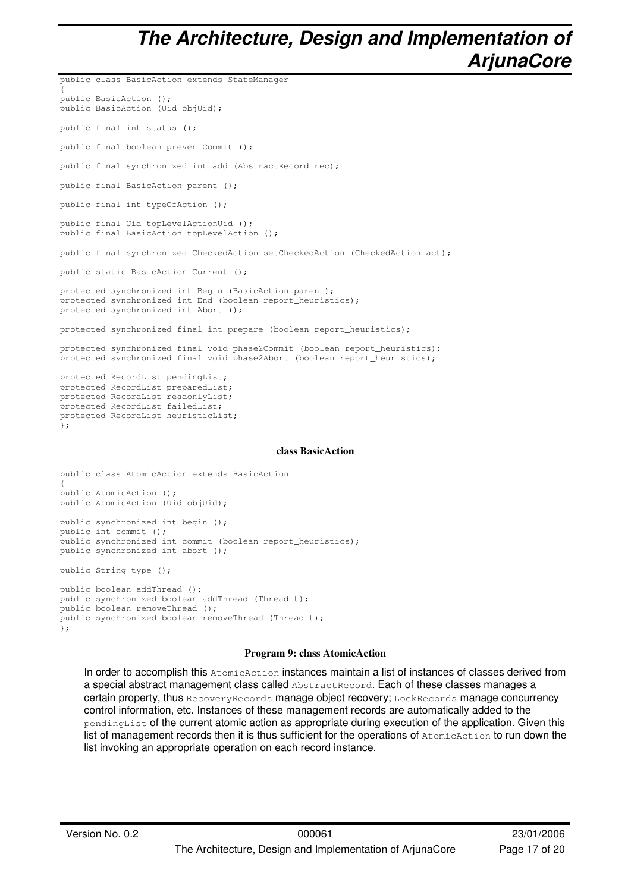```
public class BasicAction extends StateManager
{
public BasicAction ();
public BasicAction (Uid objUid);

public final int status ();

public final boolean preventCommit ();

public final synchronized int add (AbstractRecord rec);

public final BasicAction parent ();

public final int typeOfAction ();

public final Uid topLevelActionUid ();
public final BasicAction topLevelAction ();

public final synchronized CheckedAction setCheckedAction (CheckedAction act);

public static BasicAction Current ();

protected synchronized int Begin (BasicAction parent);
protected synchronized int End (boolean report_heuristics);
protected synchronized int Abort ();

protected synchronized final int prepare (boolean report_heuristics);

protected synchronized final void phase2Commit (boolean report_heuristics);
protected synchronized final void phase2Abort (boolean report_heuristics);

protected RecordList pendingList;
protected RecordList preparedList;
protected RecordList readonlyList;
protected RecordList failedList;
protected RecordList heuristicList;
};
```

**class BasicAction**

```
public class AtomicAction extends BasicAction
{
public AtomicAction ();
public AtomicAction (Uid objUid);

public synchronized int begin ();
public int commit ();
public synchronized int commit (boolean report_heuristics);
public synchronized int abort ();

public String type ();

public boolean addThread ();
public synchronized boolean addThread (Thread t);
public boolean removeThread ();
public synchronized boolean removeThread (Thread t);
};
```

**Program 9: class AtomicAction**

In order to accomplish this `AtomicAction` instances maintain a list of instances of classes derived from a special abstract management class called `AbstractRecord`. Each of these classes manages a certain property, thus `RecoveryRecords` manage object recovery; `LockRecords` manage concurrency control information, etc. Instances of these management records are automatically added to the `pendingList` of the current atomic action as appropriate during execution of the application. Given this list of management records then it is thus sufficient for the operations of `AtomicAction` to run down the list invoking an appropriate operation on each record instance.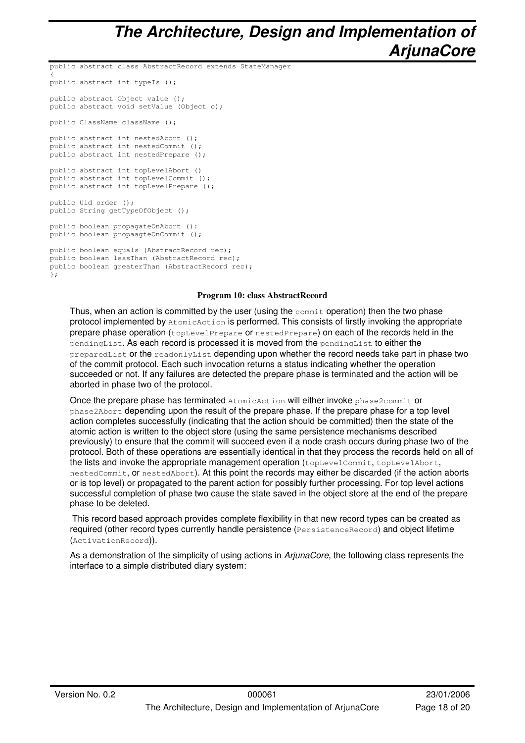```
public abstract class AbstractRecord extends StateManager
{
public abstract int typeIs ();

public abstract Object value ();
public abstract void setValue (Object o);

public ClassName className ();

public abstract int nestedAbort ();
public abstract int nestedCommit ();
public abstract int nestedPrepare ();

public abstract int topLevelAbort ()
public abstract int topLevelCommit ();
public abstract int topLevelPrepare ();

public Uid order ();
public String getTypeOfObject ();

public boolean propagateOnAbort ():
public boolean propaagteOnCommit ();

public boolean equals (AbstractRecord rec);
public boolean lessThan (AbstractRecord rec);
public boolean greaterThan (AbstractRecord rec);
};
```

**Program 10: class AbstractRecord**

Thus, when an action is committed by the user (using the `commit` operation) then the two phase protocol implemented by `AtomicAction` is performed. This consists of firstly invoking the appropriate prepare phase operation (`topLevelPrepare` or `nestedPrepare`) on each of the records held in the `pendingList`. As each record is processed it is moved from the `pendingList` to either the `preparedList` or the `readonlyList` depending upon whether the record needs take part in phase two of the commit protocol. Each such invocation returns a status indicating whether the operation succeeded or not. If any failures are detected the prepare phase is terminated and the action will be aborted in phase two of the protocol.

Once the prepare phase has terminated `AtomicAction` will either invoke `phase2commit` or `phase2Abort` depending upon the result of the prepare phase. If the prepare phase for a top level action completes successfully (indicating that the action should be committed) then the state of the atomic action is written to the object store (using the same persistence mechanisms described previously) to ensure that the commit will succeed even if a node crash occurs during phase two of the protocol. Both of these operations are essentially identical in that they process the records held on all of the lists and invoke the appropriate management operation (`topLevelCommit`, `topLevelAbort`, `nestedCommit`, or `nestedAbort`). At this point the records may either be discarded (if the action aborts or is top level) or propagated to the parent action for possibly further processing. For top level actions successful completion of phase two cause the state saved in the object store at the end of the prepare phase to be deleted.

This record based approach provides complete flexibility in that new record types can be created as required (other record types currently handle persistence (`PersistenceRecord`) and object lifetime (`ActivationRecord`)).

As a demonstration of the simplicity of using actions in *ArjunaCore*, the following class represents the interface to a simple distributed diary system: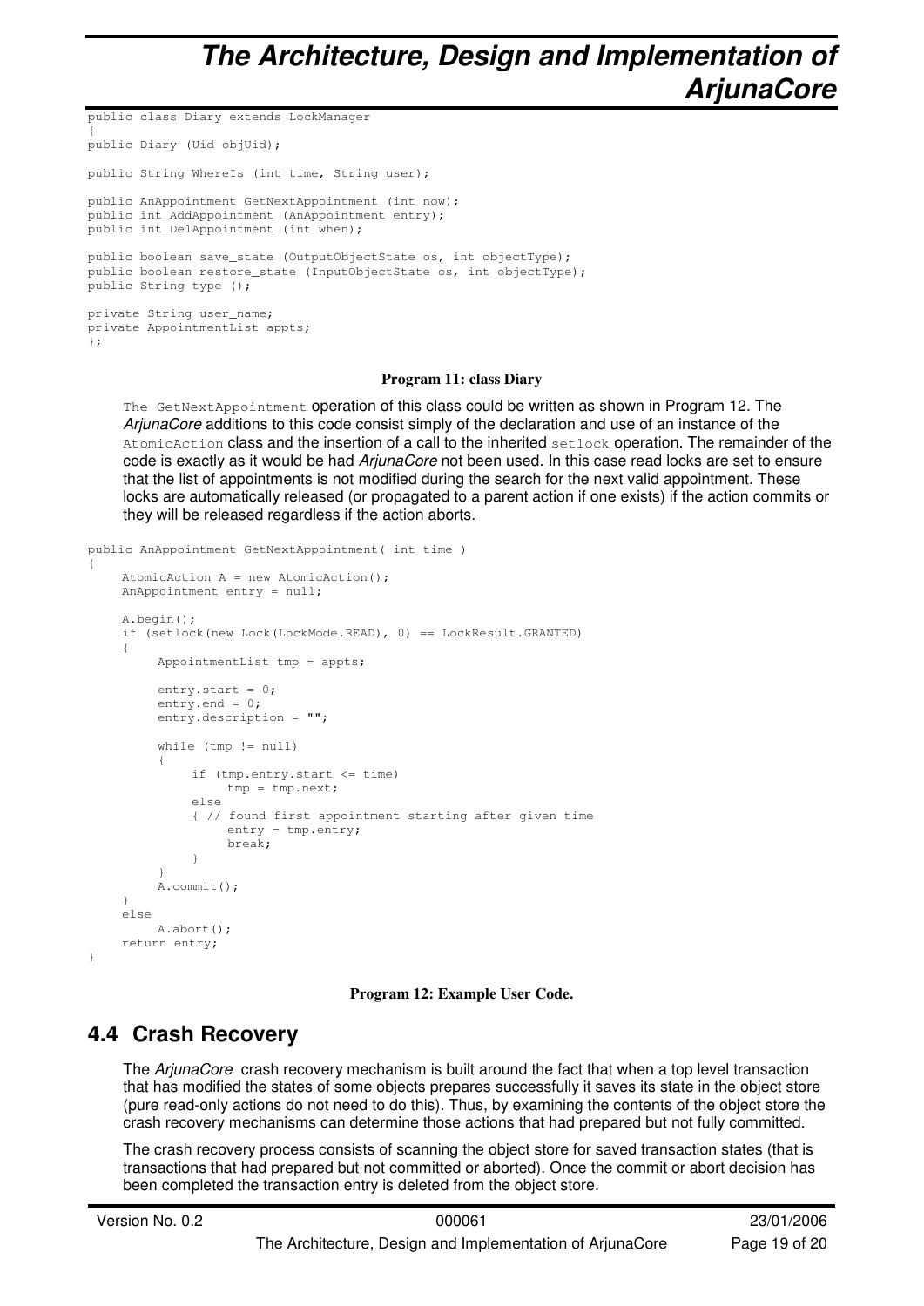```
public class Diary extends LockManager
{
public Diary (Uid objUid);

public String WhereIs (int time, String user);

public AnAppointment GetNextAppointment (int now);
public int AddAppointment (AnAppointment entry);
public int DelAppointment (int when);

public boolean save_state (OutputObjectState os, int objectType);
public boolean restore_state (InputObjectState os, int objectType);
public String type ();

private String user_name;
private AppointmentList appts;
};
```

**Program 11: class Diary**

The `GetNextAppointment` operation of this class could be written as shown in Program 12. The *ArjunaCore* additions to this code consist simply of the declaration and use of an instance of the `AtomicAction` class and the insertion of a call to the inherited `setlock` operation. The remainder of the code is exactly as it would be had *ArjunaCore* not been used. In this case read locks are set to ensure that the list of appointments is not modified during the search for the next valid appointment. These locks are automatically released (or propagated to a parent action if one exists) if the action commits or they will be released regardless if the action aborts.

```
public AnAppointment GetNextAppointment( int time )
{
     AtomicAction A = new AtomicAction();
     AnAppointment entry = null;

     A.begin();
     if (setlock(new Lock(LockMode.READ), 0) == LockResult.GRANTED)
     {
          AppointmentList tmp = appts;

          entry.start = 0;
          entry.end = 0;
          entry.description = "";

          while (tmp != null)
          {
               if (tmp.entry.start <= time)
                    tmp = tmp.next;
               else
               { // found first appointment starting after given time
                    entry = tmp.entry;
                    break;
               }
          }
          A.commit();
     }
     else
          A.abort();
     return entry;
}
```

**Program 12: Example User Code.**

## 4.4 Crash Recovery

The *ArjunaCore* crash recovery mechanism is built around the fact that when a top level transaction that has modified the states of some objects prepares successfully it saves its state in the object store (pure read-only actions do not need to do this). Thus, by examining the contents of the object store the crash recovery mechanisms can determine those actions that had prepared but not fully committed.

The crash recovery process consists of scanning the object store for saved transaction states (that is transactions that had prepared but not committed or aborted). Once the commit or abort decision has been completed the transaction entry is deleted from the object store.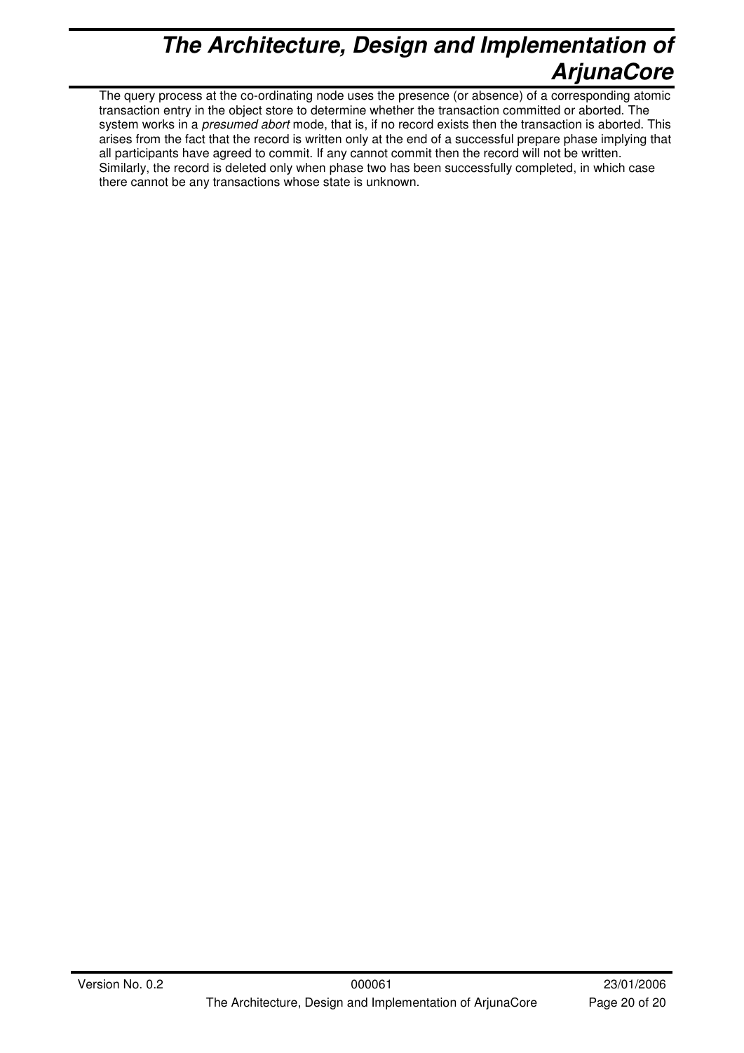The query process at the co-ordinating node uses the presence (or absence) of a corresponding atomic transaction entry in the object store to determine whether the transaction committed or aborted. The system works in a *presumed abort* mode, that is, if no record exists then the transaction is aborted. This arises from the fact that the record is written only at the end of a successful prepare phase implying that all participants have agreed to commit. If any cannot commit then the record will not be written. Similarly, the record is deleted only when phase two has been successfully completed, in which case there cannot be any transactions whose state is unknown.